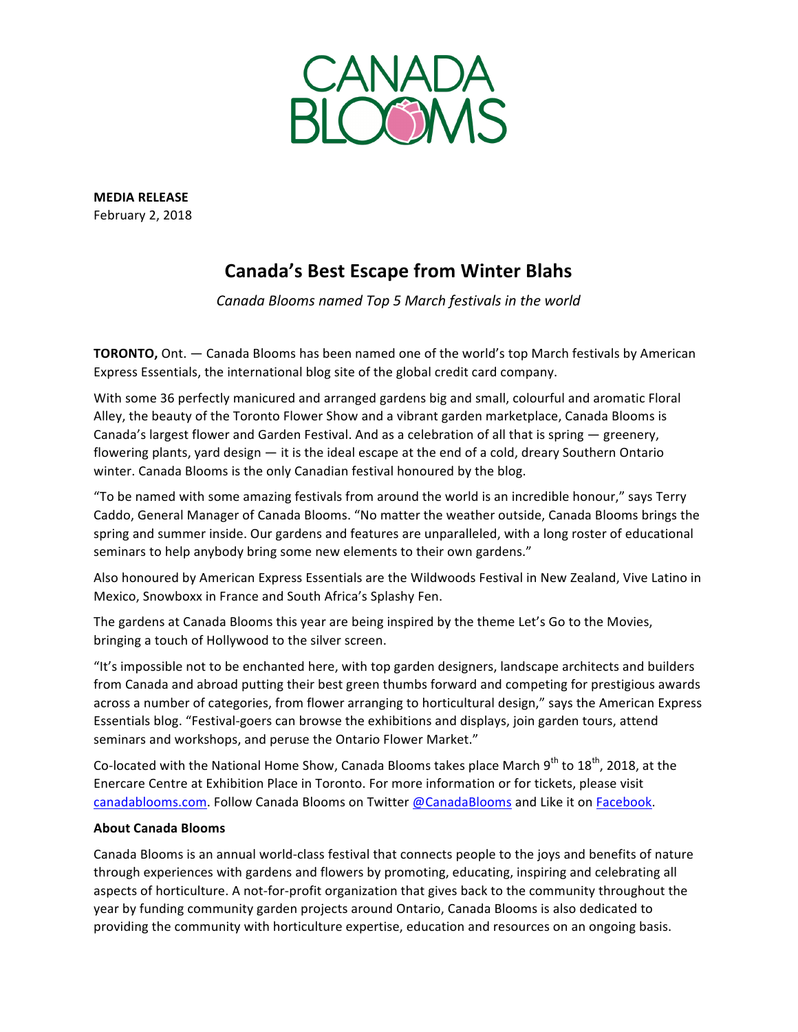CANADA BLOOMS

**MEDIA RELEASE**
February 2, 2018

# Canada's Best Escape from Winter Blahs

*Canada Blooms named Top 5 March festivals in the world*

**TORONTO,** Ont. — Canada Blooms has been named one of the world's top March festivals by American Express Essentials, the international blog site of the global credit card company.

With some 36 perfectly manicured and arranged gardens big and small, colourful and aromatic Floral Alley, the beauty of the Toronto Flower Show and a vibrant garden marketplace, Canada Blooms is Canada's largest flower and Garden Festival. And as a celebration of all that is spring — greenery, flowering plants, yard design — it is the ideal escape at the end of a cold, dreary Southern Ontario winter. Canada Blooms is the only Canadian festival honoured by the blog.

"To be named with some amazing festivals from around the world is an incredible honour," says Terry Caddo, General Manager of Canada Blooms. "No matter the weather outside, Canada Blooms brings the spring and summer inside. Our gardens and features are unparalleled, with a long roster of educational seminars to help anybody bring some new elements to their own gardens."

Also honoured by American Express Essentials are the Wildwoods Festival in New Zealand, Vive Latino in Mexico, Snowboxx in France and South Africa's Splashy Fen.

The gardens at Canada Blooms this year are being inspired by the theme Let's Go to the Movies, bringing a touch of Hollywood to the silver screen.

"It's impossible not to be enchanted here, with top garden designers, landscape architects and builders from Canada and abroad putting their best green thumbs forward and competing for prestigious awards across a number of categories, from flower arranging to horticultural design," says the American Express Essentials blog. "Festival-goers can browse the exhibitions and displays, join garden tours, attend seminars and workshops, and peruse the Ontario Flower Market."

Co-located with the National Home Show, Canada Blooms takes place March 9th to 18th, 2018, at the Enercare Centre at Exhibition Place in Toronto. For more information or for tickets, please visit [canadablooms.com](canadablooms.com). Follow Canada Blooms on Twitter [@CanadaBlooms](@CanadaBlooms) and Like it on [Facebook](Facebook).

**About Canada Blooms**

Canada Blooms is an annual world-class festival that connects people to the joys and benefits of nature through experiences with gardens and flowers by promoting, educating, inspiring and celebrating all aspects of horticulture. A not-for-profit organization that gives back to the community throughout the year by funding community garden projects around Ontario, Canada Blooms is also dedicated to providing the community with horticulture expertise, education and resources on an ongoing basis.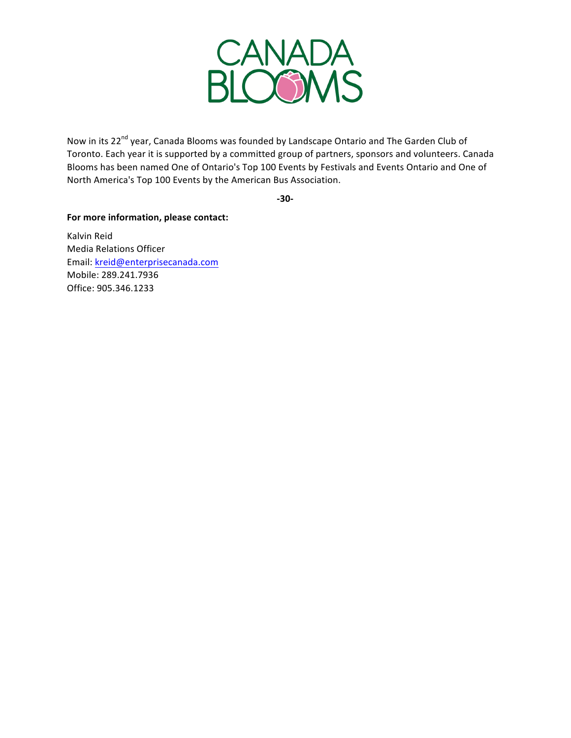CANADA BLOOMS

Now in its 22nd year, Canada Blooms was founded by Landscape Ontario and The Garden Club of Toronto. Each year it is supported by a committed group of partners, sponsors and volunteers. Canada Blooms has been named One of Ontario's Top 100 Events by Festivals and Events Ontario and One of North America's Top 100 Events by the American Bus Association.

**-30-**

**For more information, please contact:**

Kalvin Reid
Media Relations Officer
Email: kreid@enterprisecanada.com
Mobile: 289.241.7936
Office: 905.346.1233